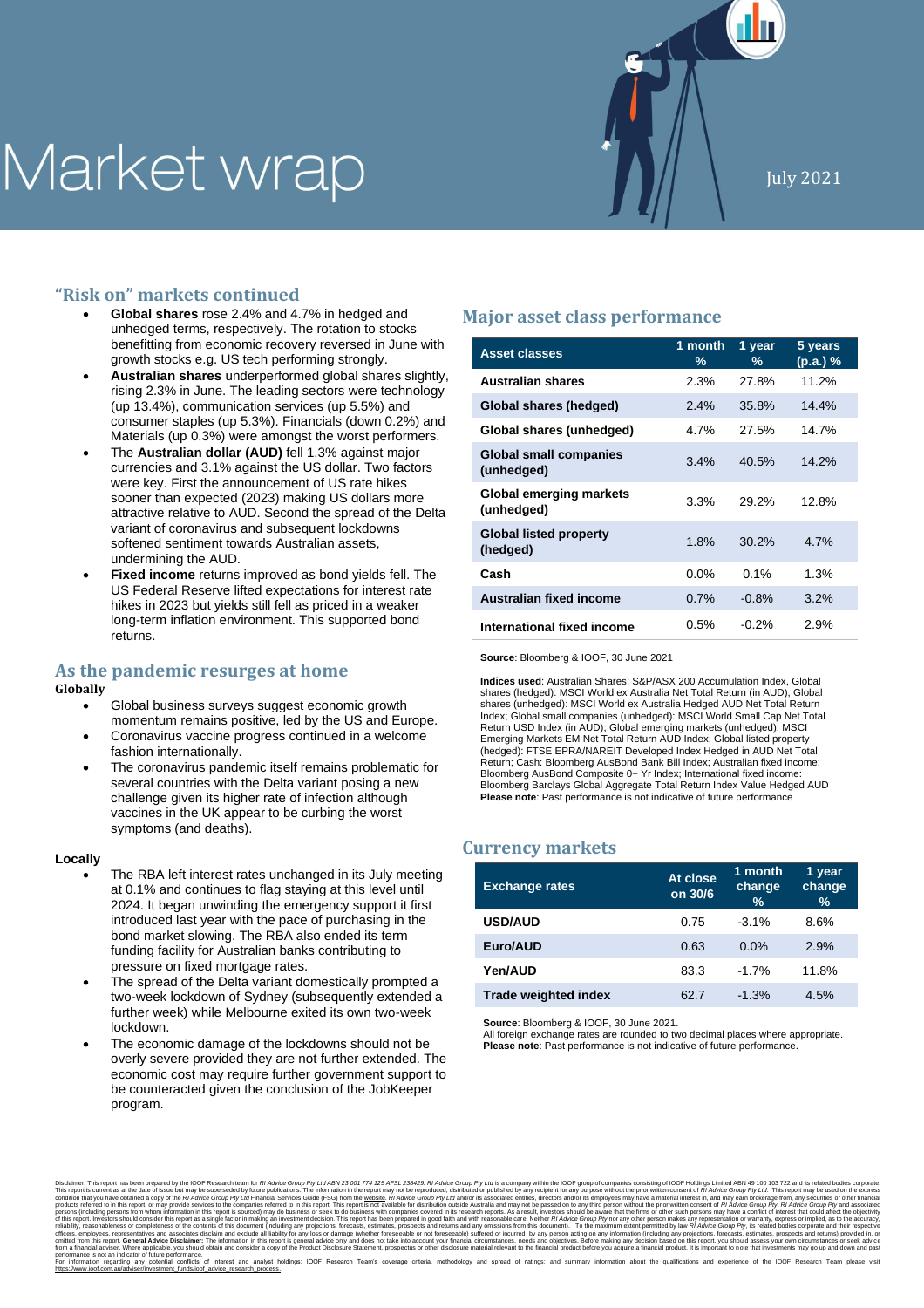# Market wrap

July 2021

## "Risk on" markets continued

- **Global shares** rose 2.4% and 4.7% in hedged and unhedged terms, respectively. The rotation to stocks benefitting from economic recovery reversed in June with growth stocks e.g. US tech performing strongly.
- **Australian shares** underperformed global shares slightly, rising 2.3% in June. The leading sectors were technology (up 13.4%), communication services (up 5.5%) and consumer staples (up 5.3%). Financials (down 0.2%) and Materials (up 0.3%) were amongst the worst performers.
- The **Australian dollar (AUD)** fell 1.3% against major currencies and 3.1% against the US dollar. Two factors were key. First the announcement of US rate hikes sooner than expected (2023) making US dollars more attractive relative to AUD. Second the spread of the Delta variant of coronavirus and subsequent lockdowns softened sentiment towards Australian assets, undermining the AUD.
- **Fixed income** returns improved as bond yields fell. The US Federal Reserve lifted expectations for interest rate hikes in 2023 but yields still fell as priced in a weaker long-term inflation environment. This supported bond returns.

## As the pandemic resurges at home

**Globally**

- Global business surveys suggest economic growth momentum remains positive, led by the US and Europe.
- Coronavirus vaccine progress continued in a welcome fashion internationally.
- The coronavirus pandemic itself remains problematic for several countries with the Delta variant posing a new challenge given its higher rate of infection although vaccines in the UK appear to be curbing the worst symptoms (and deaths).

**Locally**

- The RBA left interest rates unchanged in its July meeting at 0.1% and continues to flag staying at this level until 2024. It began unwinding the emergency support it first introduced last year with the pace of purchasing in the bond market slowing. The RBA also ended its term funding facility for Australian banks contributing to pressure on fixed mortgage rates.
- The spread of the Delta variant domestically prompted a two-week lockdown of Sydney (subsequently extended a further week) while Melbourne exited its own two-week lockdown.
- The economic damage of the lockdowns should not be overly severe provided they are not further extended. The economic cost may require further government support to be counteracted given the conclusion of the JobKeeper program.

## Major asset class performance

| Asset classes | 1 month % | 1 year % | 5 years (p.a.) % |
|---|---|---|---|
| Australian shares | 2.3% | 27.8% | 11.2% |
| Global shares (hedged) | 2.4% | 35.8% | 14.4% |
| Global shares (unhedged) | 4.7% | 27.5% | 14.7% |
| Global small companies (unhedged) | 3.4% | 40.5% | 14.2% |
| Global emerging markets (unhedged) | 3.3% | 29.2% | 12.8% |
| Global listed property (hedged) | 1.8% | 30.2% | 4.7% |
| Cash | 0.0% | 0.1% | 1.3% |
| Australian fixed income | 0.7% | -0.8% | 3.2% |
| International fixed income | 0.5% | -0.2% | 2.9% |

**Source**: Bloomberg & IOOF, 30 June 2021

**Indices used**: Australian Shares: S&P/ASX 200 Accumulation Index, Global shares (hedged): MSCI World ex Australia Net Total Return (in AUD), Global shares (unhedged): MSCI World ex Australia Hedged AUD Net Total Return Index; Global small companies (unhedged): MSCI World Small Cap Net Total Return USD Index (in AUD); Global emerging markets (unhedged): MSCI Emerging Markets EM Net Total Return AUD Index; Global listed property (hedged): FTSE EPRA/NAREIT Developed Index Hedged in AUD Net Total Return; Cash: Bloomberg AusBond Bank Bill Index; Australian fixed income: Bloomberg AusBond Composite 0+ Yr Index; International fixed income: Bloomberg Barclays Global Aggregate Total Return Index Value Hedged AUD
**Please note**: Past performance is not indicative of future performance

## Currency markets

| Exchange rates | At close on 30/6 | 1 month change % | 1 year change % |
|---|---|---|---|
| USD/AUD | 0.75 | -3.1% | 8.6% |
| Euro/AUD | 0.63 | 0.0% | 2.9% |
| Yen/AUD | 83.3 | -1.7% | 11.8% |
| Trade weighted index | 62.7 | -1.3% | 4.5% |

**Source**: Bloomberg & IOOF, 30 June 2021.
All foreign exchange rates are rounded to two decimal places where appropriate.
**Please note**: Past performance is not indicative of future performance.

Disclaimer: This report has been prepared by the IOOF Research team for *RI Advice Group Pty Ltd ABN 23 001 774 125 AFSL 238429. RI Advice Group Pty Ltd* is a company within the IOOF group of companies consisting of IOOF Holdings Limited ABN 49 100 103 722 and its related bodies corporate. This report is current as at the date of issue but may be superseded by future publications. The information in the report may not be reproduced, distributed or published by any recipient for any purpose without the prior written consent of *RI Advice Group Pty Ltd*. This report may be used on the express condition that you have obtained a copy of the *RI Advice Group Pty Ltd* Financial Services Guide (FSG) from the website. *RI Advice Group Pty Ltd* and/or its associated entities, directors and/or its employees may have a material interest in, and may earn brokerage from, any securities or other financial products referred to in this report, or may provide services to the companies referred to in this report. This report is not available for distribution outside Australia and may not be passed on to any third person without the prior written consent of *RI Advice Group Pty. RI Advice Group Pty* and associated persons (including persons from whom information in this report is sourced) may do business or seek to do business with companies covered in its research reports. As a result, investors should be aware that the firms or other such persons may have a conflict of interest that could affect the objectivity of this report. Investors should consider this report as a single factor in making an investment decision. This report has been prepared in good faith and with reasonable care. Neither *RI Advice Group Pty* nor any other person makes any representation or warranty, express or implied, as to the accuracy, reliability, reasonableness or completeness of the contents of this document (including any projections, forecasts, estimates, prospects and returns and any omissions from this document). To the maximum extent permitted by law *RI Advice Group Pty*, its related bodies corporate and their respective officers, employees, representatives and associates disclaim and exclude all liability for any loss or damage (whether foreseeable or not foreseeable) suffered or incurred by any person acting on any information (including any projections, forecasts, estimates, prospects and returns) provided in, or omitted from this report. **General Advice Disclaimer:** The information in this report is general advice only and does not take into account your financial circumstances, needs and objectives. Before making any decision based on this report, you should assess your own circumstances or seek advice from a financial adviser. Where applicable, you should obtain and consider a copy of the Product Disclosure Statement, prospectus or other disclosure material relevant to the financial product before you acquire a financial product. It is important to note that investments may go up and down and past performance is not an indicator of future performance.
For information regarding any potential conflicts of interest and analyst holdings; IOOF Research Team's coverage criteria, methodology and spread of ratings; and summary information about the qualifications and experience of the IOOF Research Team please visit https://www.ioof.com.au/adviser/investment_funds/ioof_advice_research_process.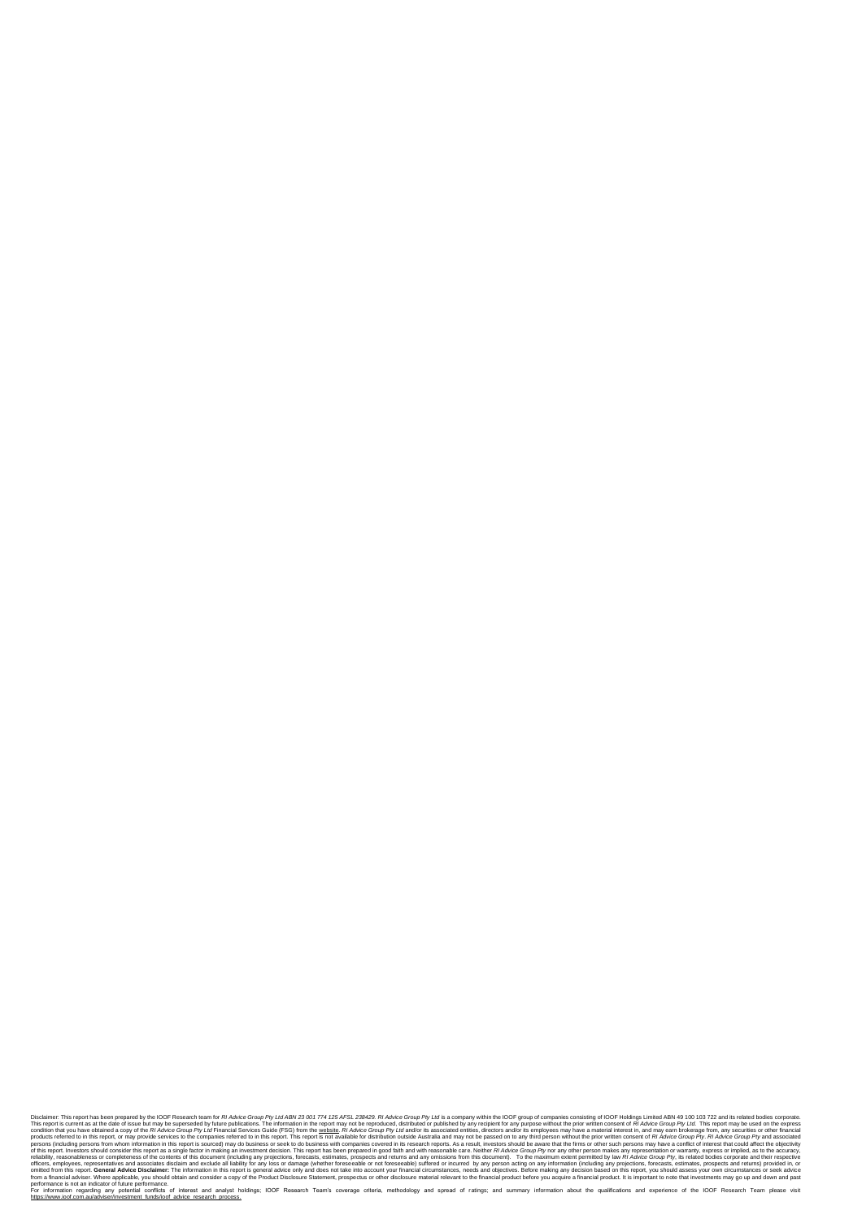Disclaimer: This report has been prepared by the IOOF Research team for *RI Advice Group Pty Ltd ABN 23 001 774 125 AFSL 238429*. *RI Advice Group Pty Ltd* is a company within the IOOF group of companies consisting of IOOF Holdings Limited ABN 49 100 103 722 and its related bodies corporate. This report is current as at the date of issue but may be superseded by future publications. The information in the report may not be reproduced, distributed or published by any recipient for any purpose without the prior written consent of *RI Advice Group Pty Ltd*. This report may be used on the express condition that you have obtained a copy of the *RI Advice Group Pty Ltd* Financial Services Guide (FSG) from the website. *RI Advice Group Pty Ltd* and/or its associated entities, directors and/or its employees may have a material interest in, and may earn brokerage from, any securities or other financial products referred to in this report, or may provide services to the companies referred to in this report. This report is not available for distribution outside Australia and may not be passed on to any third person without the prior written consent of *RI Advice Group Pty*. *RI Advice Group Pty* and associated persons (including persons from whom information in this report is sourced) may do business or seek to do business with companies covered in its research reports. As a result, investors should be aware that the firms or other such persons may have a conflict of interest that could affect the objectivity of this report. Investors should consider this report as a single factor in making an investment decision. This report has been prepared in good faith and with reasonable care. Neither *RI Advice Group Pty* nor any other person makes any representation or warranty, express or implied, as to the accuracy, reliability, reasonableness or completeness of the contents of this document (including any projections, forecasts, estimates, prospects and returns and any omissions from this document). To the maximum extent permitted by law *RI Advice Group Pty*, its related bodies corporate and their respective officers, employees, representatives and associates disclaim and exclude all liability for any loss or damage (whether foreseeable or not foreseeable) suffered or incurred by any person acting on any information (including any projections, forecasts, estimates, prospects and returns) provided in, or omitted from this report. **General Advice Disclaimer:** The information in this report is general advice only and does not take into account your financial circumstances, needs and objectives. Before making any decision based on this report, you should assess your own circumstances or seek advice from a financial adviser. Where applicable, you should obtain and consider a copy of the Product Disclosure Statement, prospectus or other disclosure material relevant to the financial product before you acquire a financial product. It is important to note that investments may go up and down and past performance is not an indicator of future performance.

For information regarding any potential conflicts of interest and analyst holdings; IOOF Research Team's coverage criteria, methodology and spread of ratings; and summary information about the qualifications and experience of the IOOF Research Team please visit https://www.ioof.com.au/adviser/investment_funds/ioof_advice_research_process.